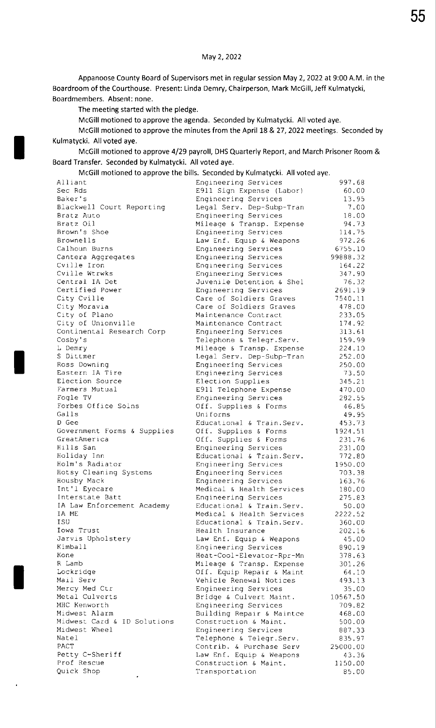May 2, 2022

Appanoose County Board of Supervisors met in regular session May 2, 2022 at 9:00 A.M. in the Boardroom of the Courthouse. Present: Linda Demry, Chairperson, Mark McGill, Jeff Kulmatycki, Boardmembers. Absent: none.

The meeting started with the pledge.

McGill motioned to approve the agenda. Seconded by Kulmatycki. All voted aye.

McGill motioned to approve the minutes from the April 18 & 27, 2022 meetings. Seconded by Kulmatycki. All voted aye.

McGill motioned to approve 4/29 payroll, DHS Quarterly Report, and March Prisoner Room & Board Transfer. Seconded by Kulmatycki. All voted aye.

McGill motioned to approve the bills. Seconded by Kulmatycki. All voted aye.

| | | |
|---|---|---|
| Alliant | Engineering Services | 997.68 |
| Sec Rds | E911 Sign Expense (Labor) | 60.00 |
| Baker's | Engineering Services | 13.95 |
| Blackwell Court Reporting | Legal Serv. Dep-Subp-Tran | 7.00 |
| Bratz Auto | Engineering Services | 18.00 |
| Bratz Oil | Mileage & Transp. Expense | 94.73 |
| Brown's Shoe | Engineering Services | 114.75 |
| Brownells | Law Enf. Equip & Weapons | 972.26 |
| Calhoun Burns | Engineering Services | 6755.10 |
| Cantera Aggregates | Engineering Services | 99888.32 |
| Cville Iron | Engineering Services | 164.22 |
| Cville Wtrwks | Engineering Services | 347.90 |
| Central IA Det | Juvenile Detention & Shel | 76.32 |
| Certified Power | Engineering Services | 2691.19 |
| City Cville | Care of Soldiers Graves | 7540.11 |
| City Moravia | Care of Soldiers Graves | 478.00 |
| City of Plano | Maintenance Contract | 233.05 |
| City of Unionville | Maintenance Contract | 174.92 |
| Continental Research Corp | Engineering Services | 313.61 |
| Cosby's | Telephone & Telegr.Serv. | 159.99 |
| L Demry | Mileage & Transp. Expense | 224.10 |
| S Dittmer | Legal Serv. Dep-Subp-Tran | 252.00 |
| Ross Downing | Engineering Services | 250.00 |
| Eastern IA Tire | Engineering Services | 73.50 |
| Election Source | Election Supplies | 345.21 |
| Farmers Mutual | E911 Telephone Expense | 470.00 |
| Fogle TV | Engineering Services | 282.55 |
| Forbes Office Solns | Off. Supplies & Forms | 46.85 |
| Galls | Uniforms | 49.95 |
| D Gee | Educational & Train.Serv. | 453.73 |
| Government Forms & Supplies | Off. Supplies & Forms | 1924.51 |
| GreatAmerica | Off. Supplies & Forms | 231.76 |
| Hills San | Engineering Services | 231.00 |
| Holiday Inn | Educational & Train.Serv. | 772.80 |
| Holm's Radiator | Engineering Services | 1950.00 |
| Hotsy Cleaning Systems | Engineering Services | 703.38 |
| Housby Mack | Engineering Services | 163.76 |
| Int'l Eyecare | Medical & Health Services | 180.00 |
| Interstate Batt | Engineering Services | 275.83 |
| IA Law Enforcement Academy | Educational & Train.Serv. | 50.00 |
| IA ME | Medical & Health Services | 2222.52 |
| ISU | Educational & Train.Serv. | 360.00 |
| Iowa Trust | Health Insurance | 202.16 |
| Jarvis Upholstery | Law Enf. Equip & Weapons | 45.00 |
| Kimball | Engineering Services | 890.19 |
| Kone | Heat-Cool-Elevator-Rpr-Mn | 378.63 |
| R Lamb | Mileage & Transp. Expense | 301.26 |
| Lockridge | Off. Equip Repair & Maint | 64.10 |
| Mail Serv | Vehicle Renewal Notices | 493.13 |
| Mercy Med Ctr | Engineering Services | 35.00 |
| Metal Culverts | Bridge & Culvert Maint. | 10567.50 |
| MHC Kenworth | Engineering Services | 709.82 |
| Midwest Alarm | Building Repair & Maintce | 468.00 |
| Midwest Card & ID Solutions | Construction & Maint. | 500.00 |
| Midwest Wheel | Engineering Services | 887.33 |
| Natel | Telephone & Telegr.Serv. | 835.97 |
| PACT | Contrib. & Purchase Serv | 25000.00 |
| Petty C-Sheriff | Law Enf. Equip & Weapons | 43.36 |
| Prof Rescue | Construction & Maint. | 1150.00 |
| Quick Shop | Transportation | 85.00 |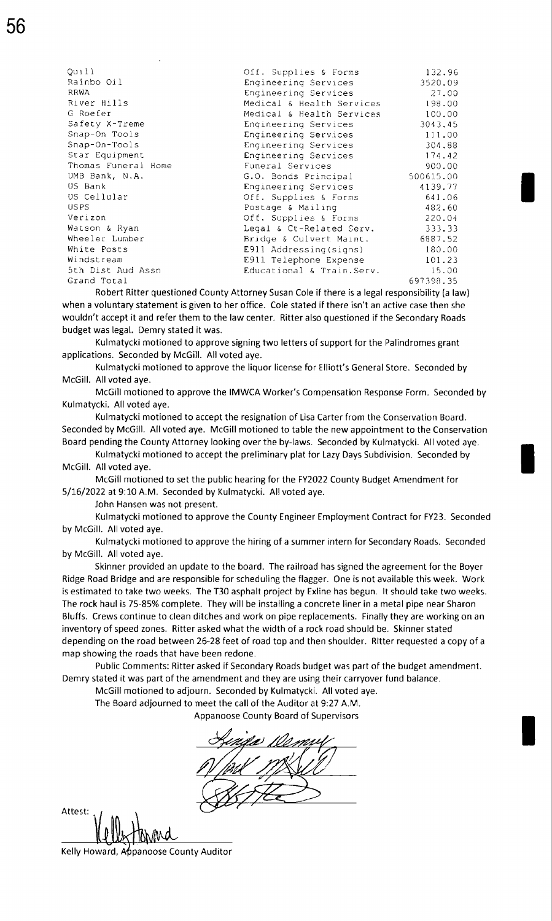| | | |
|---|---|---|
| Quill | Off. Supplies & Forms | 132.96 |
| Rainbo Oil | Engineering Services | 3520.09 |
| RRWA | Engineering Services | 27.00 |
| River Hills | Medical & Health Services | 198.00 |
| G Roefer | Medical & Health Services | 100.00 |
| Safety X-Treme | Engineering Services | 3043.45 |
| Snap-On Tools | Engineering Services | 111.00 |
| Snap-On-Tools | Engineering Services | 304.88 |
| Star Equipment | Engineering Services | 174.42 |
| Thomas Funeral Home | Funeral Services | 900.00 |
| UMB Bank, N.A. | G.O. Bonds Principal | 500615.00 |
| US Bank | Engineering Services | 4139.77 |
| US Cellular | Off. Supplies & Forms | 641.06 |
| USPS | Postage & Mailing | 482.60 |
| Verizon | Off. Supplies & Forms | 220.04 |
| Watson & Ryan | Legal & Ct-Related Serv. | 333.33 |
| Wheeler Lumber | Bridge & Culvert Maint. | 6887.52 |
| White Posts | E911 Addressing(signs) | 180.00 |
| Windstream | E911 Telephone Expense | 101.23 |
| 5th Dist Aud Assn | Educational & Train.Serv. | 15.00 |
| Grand Total | | 697398.35 |

Robert Ritter questioned County Attorney Susan Cole if there is a legal responsibility (a law) when a voluntary statement is given to her office. Cole stated if there isn't an active case then she wouldn't accept it and refer them to the law center. Ritter also questioned if the Secondary Roads budget was legal. Demry stated it was.

Kulmatycki motioned to approve signing two letters of support for the Palindromes grant applications. Seconded by McGill. All voted aye.

Kulmatycki motioned to approve the liquor license for Elliott's General Store. Seconded by McGill. All voted aye.

McGill motioned to approve the IMWCA Worker's Compensation Response Form. Seconded by Kulmatycki. All voted aye.

Kulmatycki motioned to accept the resignation of Lisa Carter from the Conservation Board. Seconded by McGill. All voted aye. McGill motioned to table the new appointment to the Conservation Board pending the County Attorney looking over the by-laws. Seconded by Kulmatycki. All voted aye.

Kulmatycki motioned to accept the preliminary plat for Lazy Days Subdivision. Seconded by McGill. All voted aye.

McGill motioned to set the public hearing for the FY2022 County Budget Amendment for 5/16/2022 at 9:10 A.M. Seconded by Kulmatycki. All voted aye.

John Hansen was not present.

Kulmatycki motioned to approve the County Engineer Employment Contract for FY23. Seconded by McGill. All voted aye.

Kulmatycki motioned to approve the hiring of a summer intern for Secondary Roads. Seconded by McGill. All voted aye.

Skinner provided an update to the board. The railroad has signed the agreement for the Boyer Ridge Road Bridge and are responsible for scheduling the flagger. One is not available this week. Work is estimated to take two weeks. The T30 asphalt project by Exline has begun. It should take two weeks. The rock haul is 75-85% complete. They will be installing a concrete liner in a metal pipe near Sharon Bluffs. Crews continue to clean ditches and work on pipe replacements. Finally they are working on an inventory of speed zones. Ritter asked what the width of a rock road should be. Skinner stated depending on the road between 26-28 feet of road top and then shoulder. Ritter requested a copy of a map showing the roads that have been redone.

Public Comments: Ritter asked if Secondary Roads budget was part of the budget amendment. Demry stated it was part of the amendment and they are using their carryover fund balance.

McGill motioned to adjourn. Seconded by Kulmatycki. All voted aye.

The Board adjourned to meet the call of the Auditor at 9:27 A.M.

Appanoose County Board of Supervisors

Attest:

Kelly Howard, Appanoose County Auditor